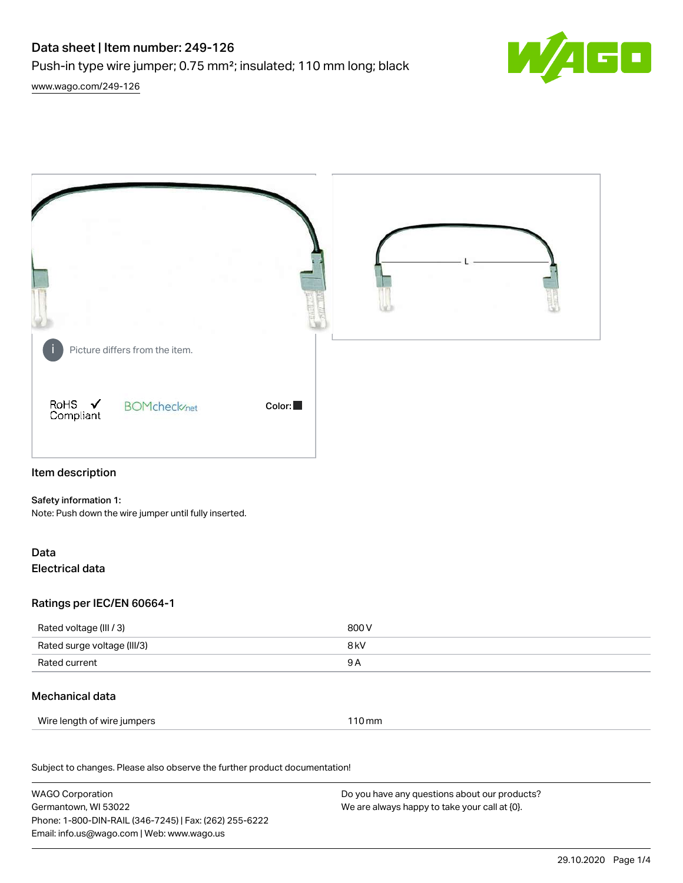# Data sheet | Item number: 249-126

Push-in type wire jumper; 0.75 mm²; insulated; 110 mm long; black

www.wago.com/249-126

L

Picture differs from the item.

RoHS ✓ Compliant

BOMcheck.net

Color:

## Item description

**Safety information 1:**
Note: Push down the wire jumper until fully inserted.

## Data

### Electrical data

### Ratings per IEC/EN 60664-1

| | |
|---|---|
| Rated voltage (III / 3) | 800 V |
| Rated surge voltage (III/3) | 8 kV |
| Rated current | 9 A |

### Mechanical data

| | |
|---|---|
| Wire length of wire jumpers | 110 mm |

Subject to changes. Please also observe the further product documentation!

WAGO Corporation
Germantown, WI 53022
Phone: 1-800-DIN-RAIL (346-7245) | Fax: (262) 255-6222
Email: info.us@wago.com | Web: www.wago.us

Do you have any questions about our products?
We are always happy to take your call at {0}.

29.10.2020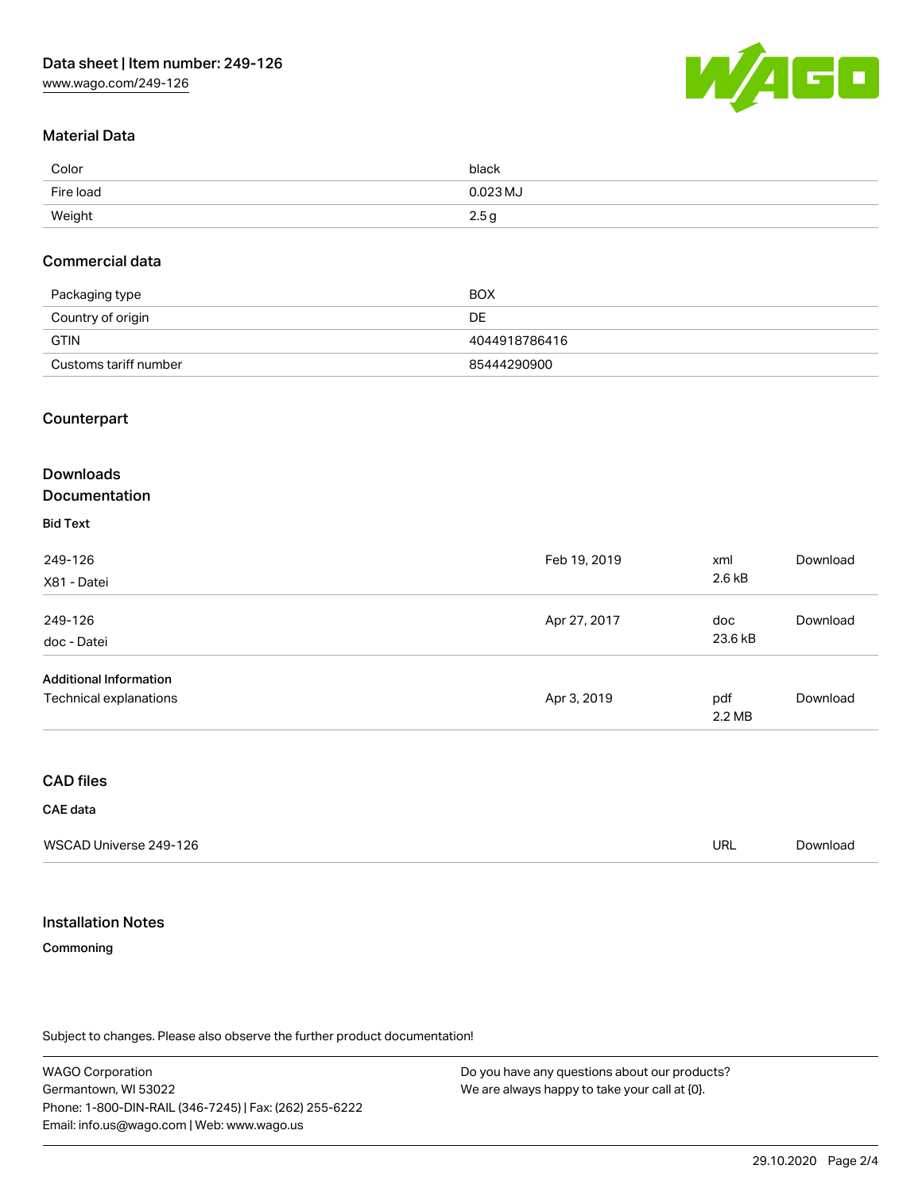## Material Data

| | |
|---|---|
| Color | black |
| Fire load | 0.023 MJ |
| Weight | 2.5 g |

## Commercial data

| | |
|---|---|
| Packaging type | BOX |
| Country of origin | DE |
| GTIN | 4044918786416 |
| Customs tariff number | 85444290900 |

## Counterpart

## Downloads
## Documentation

### Bid Text

| | | | |
|---|---|---|---|
| 249-126<br>X81 - Datei | Feb 19, 2019 | xml<br>2.6 kB | Download |
| 249-126<br>doc - Datei | Apr 27, 2017 | doc<br>23.6 kB | Download |

### Additional Information

| | | | |
|---|---|---|---|
| Technical explanations | Apr 3, 2019 | pdf<br>2.2 MB | Download |

## CAD files

### CAE data

| | | |
|---|---|---|
| WSCAD Universe 249-126 | URL | Download |

## Installation Notes

### Commoning

Subject to changes. Please also observe the further product documentation!

WAGO Corporation
Germantown, WI 53022
Phone: 1-800-DIN-RAIL (346-7245) | Fax: (262) 255-6222
Email: info.us@wago.com | Web: www.wago.us

Do you have any questions about our products?
We are always happy to take your call at {0}.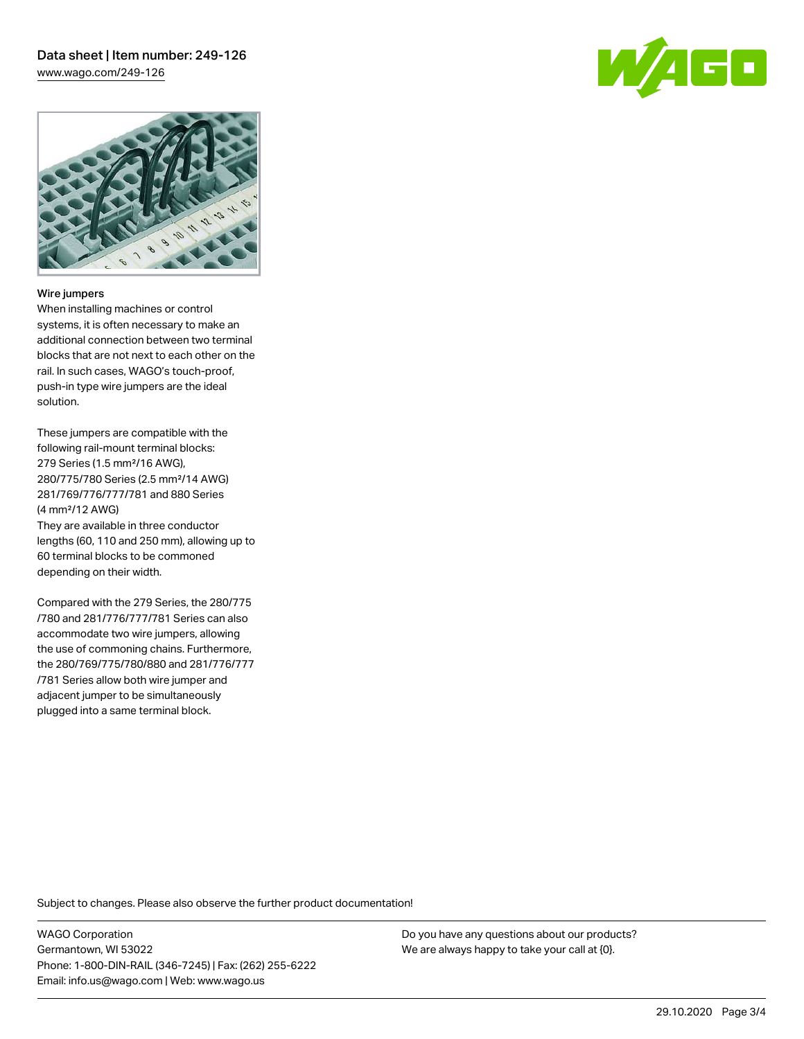### Wire jumpers

When installing machines or control systems, it is often necessary to make an additional connection between two terminal blocks that are not next to each other on the rail. In such cases, WAGO's touch-proof, push-in type wire jumpers are the ideal solution.

These jumpers are compatible with the following rail-mount terminal blocks:
279 Series (1.5 mm²/16 AWG),
280/775/780 Series (2.5 mm²/14 AWG)
281/769/776/777/781 and 880 Series (4 mm²/12 AWG)
They are available in three conductor lengths (60, 110 and 250 mm), allowing up to 60 terminal blocks to be commoned depending on their width.

Compared with the 279 Series, the 280/775/780 and 281/776/777/781 Series can also accommodate two wire jumpers, allowing the use of commoning chains. Furthermore, the 280/769/775/780/880 and 281/776/777/781 Series allow both wire jumper and adjacent jumper to be simultaneously plugged into a same terminal block.

Subject to changes. Please also observe the further product documentation!

WAGO Corporation
Germantown, WI 53022
Phone: 1-800-DIN-RAIL (346-7245) | Fax: (262) 255-6222
Email: info.us@wago.com | Web: www.wago.us

Do you have any questions about our products?
We are always happy to take your call at {0}.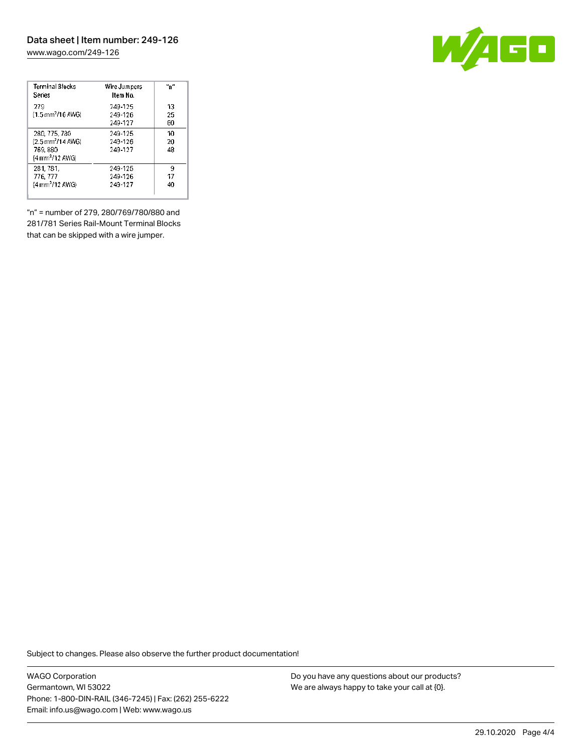| Terminal Blocks Series | Wire Jumpers Item No. | "n" |
|---|---|---|
| 279 (1.5 mm²/16 AWG) | 249-125<br>249-126<br>249-127 | 13<br>25<br>60 |
| 280, 775, 780 (2.5 mm²/14 AWG) 769, 880 (4 mm²/12 AWG) | 249-125<br>249-126<br>249-127 | 10<br>20<br>48 |
| 281, 781, 776, 777 (4 mm²/12 AWG) | 249-125<br>249-126<br>249-127 | 9<br>17<br>40 |

"n" = number of 279, 280/769/780/880 and 281/781 Series Rail-Mount Terminal Blocks that can be skipped with a wire jumper.

Subject to changes. Please also observe the further product documentation!

WAGO Corporation
Germantown, WI 53022
Phone: 1-800-DIN-RAIL (346-7245) | Fax: (262) 255-6222
Email: info.us@wago.com | Web: www.wago.us

Do you have any questions about our products?
We are always happy to take your call at {0}.